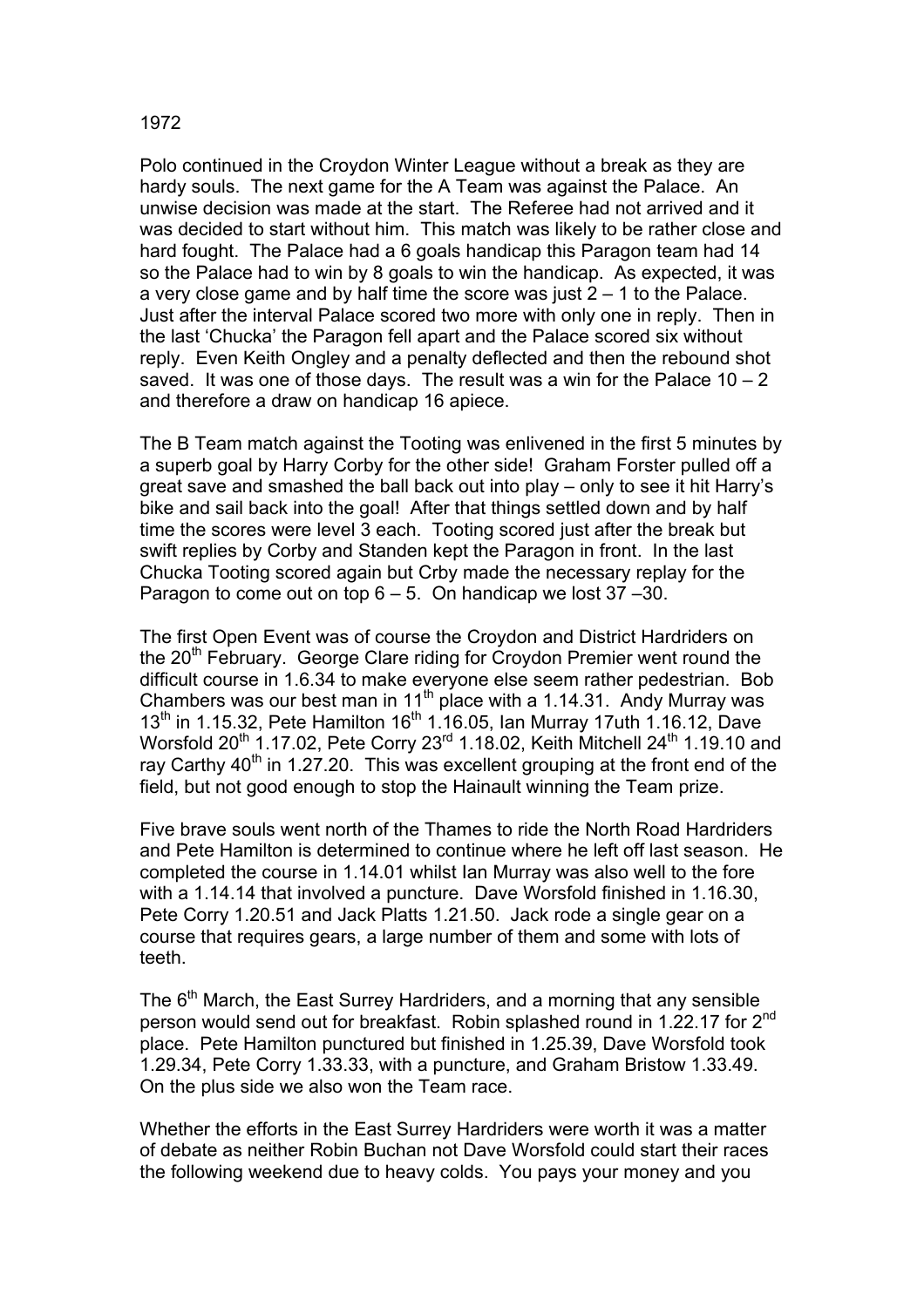1972

Polo continued in the Croydon Winter League without a break as they are hardy souls. The next game for the A Team was against the Palace. An unwise decision was made at the start. The Referee had not arrived and it was decided to start without him. This match was likely to be rather close and hard fought. The Palace had a 6 goals handicap this Paragon team had 14 so the Palace had to win by 8 goals to win the handicap. As expected, it was a very close game and by half time the score was just 2 – 1 to the Palace. Just after the interval Palace scored two more with only one in reply. Then in the last 'Chucka' the Paragon fell apart and the Palace scored six without reply. Even Keith Ongley and a penalty deflected and then the rebound shot saved. It was one of those days. The result was a win for the Palace 10 – 2 and therefore a draw on handicap 16 apiece.

The B Team match against the Tooting was enlivened in the first 5 minutes by a superb goal by Harry Corby for the other side! Graham Forster pulled off a great save and smashed the ball back out into play – only to see it hit Harry's bike and sail back into the goal! After that things settled down and by half time the scores were level 3 each. Tooting scored just after the break but swift replies by Corby and Standen kept the Paragon in front. In the last Chucka Tooting scored again but Crby made the necessary replay for the Paragon to come out on top 6 – 5. On handicap we lost 37 –30.

The first Open Event was of course the Croydon and District Hardriders on the 20th February. George Clare riding for Croydon Premier went round the difficult course in 1.6.34 to make everyone else seem rather pedestrian. Bob Chambers was our best man in 11th place with a 1.14.31. Andy Murray was 13th in 1.15.32, Pete Hamilton 16th 1.16.05, Ian Murray 17uth 1.16.12, Dave Worsfold 20th 1.17.02, Pete Corry 23rd 1.18.02, Keith Mitchell 24th 1.19.10 and ray Carthy 40th in 1.27.20. This was excellent grouping at the front end of the field, but not good enough to stop the Hainault winning the Team prize.

Five brave souls went north of the Thames to ride the North Road Hardriders and Pete Hamilton is determined to continue where he left off last season. He completed the course in 1.14.01 whilst Ian Murray was also well to the fore with a 1.14.14 that involved a puncture. Dave Worsfold finished in 1.16.30, Pete Corry 1.20.51 and Jack Platts 1.21.50. Jack rode a single gear on a course that requires gears, a large number of them and some with lots of teeth.

The 6th March, the East Surrey Hardriders, and a morning that any sensible person would send out for breakfast. Robin splashed round in 1.22.17 for 2nd place. Pete Hamilton punctured but finished in 1.25.39, Dave Worsfold took 1.29.34, Pete Corry 1.33.33, with a puncture, and Graham Bristow 1.33.49. On the plus side we also won the Team race.

Whether the efforts in the East Surrey Hardriders were worth it was a matter of debate as neither Robin Buchan not Dave Worsfold could start their races the following weekend due to heavy colds. You pays your money and you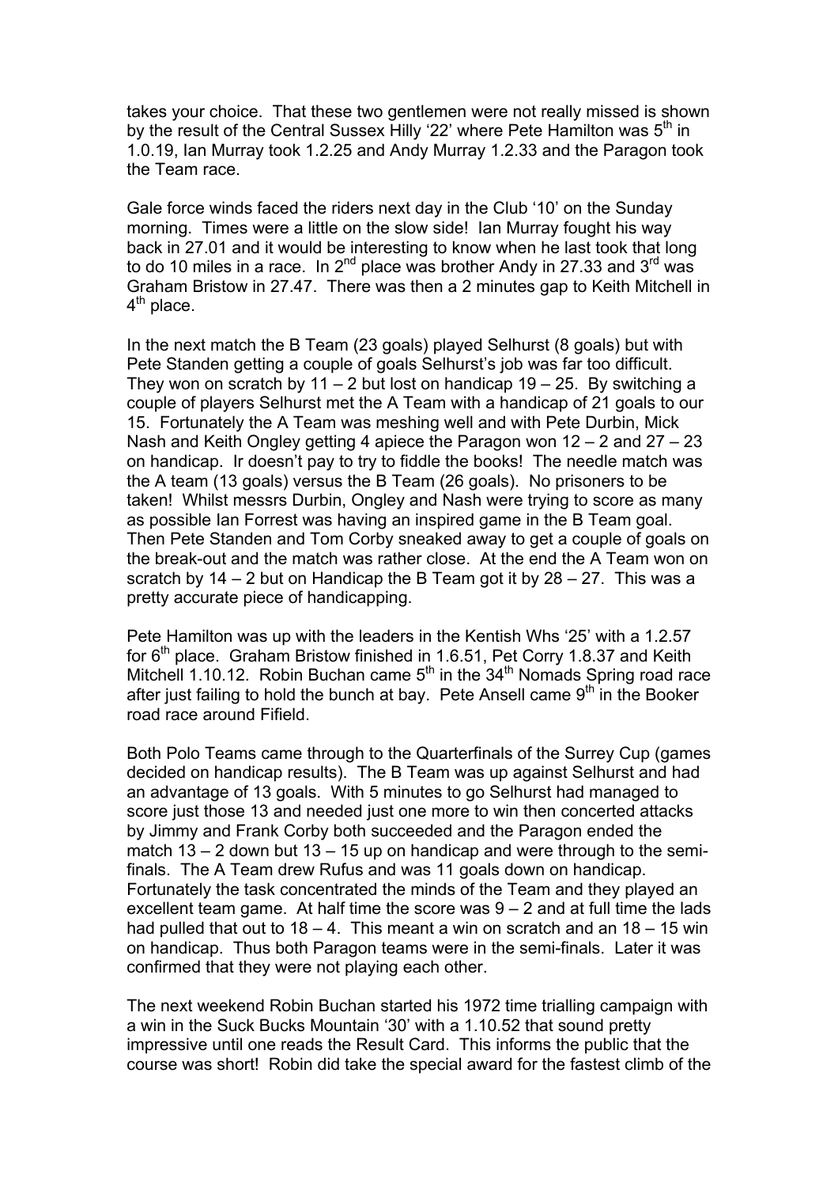takes your choice. That these two gentlemen were not really missed is shown by the result of the Central Sussex Hilly '22' where Pete Hamilton was 5th in 1.0.19, Ian Murray took 1.2.25 and Andy Murray 1.2.33 and the Paragon took the Team race.

Gale force winds faced the riders next day in the Club '10' on the Sunday morning. Times were a little on the slow side! Ian Murray fought his way back in 27.01 and it would be interesting to know when he last took that long to do 10 miles in a race. In 2nd place was brother Andy in 27.33 and 3rd was Graham Bristow in 27.47. There was then a 2 minutes gap to Keith Mitchell in 4th place.

In the next match the B Team (23 goals) played Selhurst (8 goals) but with Pete Standen getting a couple of goals Selhurst's job was far too difficult. They won on scratch by 11 – 2 but lost on handicap 19 – 25. By switching a couple of players Selhurst met the A Team with a handicap of 21 goals to our 15. Fortunately the A Team was meshing well and with Pete Durbin, Mick Nash and Keith Ongley getting 4 apiece the Paragon won 12 – 2 and 27 – 23 on handicap. Ir doesn't pay to try to fiddle the books! The needle match was the A team (13 goals) versus the B Team (26 goals). No prisoners to be taken! Whilst messrs Durbin, Ongley and Nash were trying to score as many as possible Ian Forrest was having an inspired game in the B Team goal. Then Pete Standen and Tom Corby sneaked away to get a couple of goals on the break-out and the match was rather close. At the end the A Team won on scratch by 14 – 2 but on Handicap the B Team got it by 28 – 27. This was a pretty accurate piece of handicapping.

Pete Hamilton was up with the leaders in the Kentish Whs '25' with a 1.2.57 for 6th place. Graham Bristow finished in 1.6.51, Pet Corry 1.8.37 and Keith Mitchell 1.10.12. Robin Buchan came 5th in the 34th Nomads Spring road race after just failing to hold the bunch at bay. Pete Ansell came 9th in the Booker road race around Fifield.

Both Polo Teams came through to the Quarterfinals of the Surrey Cup (games decided on handicap results). The B Team was up against Selhurst and had an advantage of 13 goals. With 5 minutes to go Selhurst had managed to score just those 13 and needed just one more to win then concerted attacks by Jimmy and Frank Corby both succeeded and the Paragon ended the match 13 – 2 down but 13 – 15 up on handicap and were through to the semi-finals. The A Team drew Rufus and was 11 goals down on handicap. Fortunately the task concentrated the minds of the Team and they played an excellent team game. At half time the score was 9 – 2 and at full time the lads had pulled that out to 18 – 4. This meant a win on scratch and an 18 – 15 win on handicap. Thus both Paragon teams were in the semi-finals. Later it was confirmed that they were not playing each other.

The next weekend Robin Buchan started his 1972 time trialling campaign with a win in the Suck Bucks Mountain '30' with a 1.10.52 that sound pretty impressive until one reads the Result Card. This informs the public that the course was short! Robin did take the special award for the fastest climb of the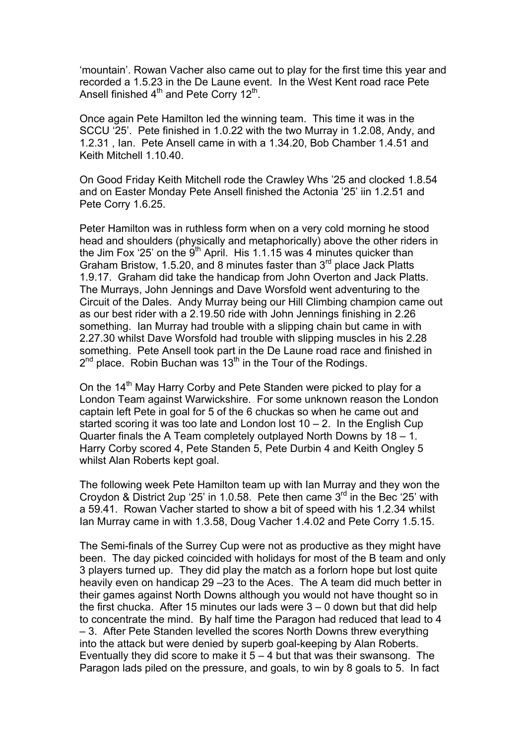'mountain'. Rowan Vacher also came out to play for the first time this year and recorded a 1.5.23 in the De Laune event. In the West Kent road race Pete Ansell finished 4th and Pete Corry 12th.

Once again Pete Hamilton led the winning team. This time it was in the SCCU '25'. Pete finished in 1.0.22 with the two Murray in 1.2.08, Andy, and 1.2.31 , Ian. Pete Ansell came in with a 1.34.20, Bob Chamber 1.4.51 and Keith Mitchell 1.10.40.

On Good Friday Keith Mitchell rode the Crawley Whs '25 and clocked 1.8.54 and on Easter Monday Pete Ansell finished the Actonia '25' iin 1.2.51 and Pete Corry 1.6.25.

Peter Hamilton was in ruthless form when on a very cold morning he stood head and shoulders (physically and metaphorically) above the other riders in the Jim Fox '25' on the 9th April. His 1.1.15 was 4 minutes quicker than Graham Bristow, 1.5.20, and 8 minutes faster than 3rd place Jack Platts 1.9.17. Graham did take the handicap from John Overton and Jack Platts. The Murrays, John Jennings and Dave Worsfold went adventuring to the Circuit of the Dales. Andy Murray being our Hill Climbing champion came out as our best rider with a 2.19.50 ride with John Jennings finishing in 2.26 something. Ian Murray had trouble with a slipping chain but came in with 2.27.30 whilst Dave Worsfold had trouble with slipping muscles in his 2.28 something. Pete Ansell took part in the De Laune road race and finished in 2nd place. Robin Buchan was 13th in the Tour of the Rodings.

On the 14th May Harry Corby and Pete Standen were picked to play for a London Team against Warwickshire. For some unknown reason the London captain left Pete in goal for 5 of the 6 chuckas so when he came out and started scoring it was too late and London lost 10 – 2. In the English Cup Quarter finals the A Team completely outplayed North Downs by 18 – 1. Harry Corby scored 4, Pete Standen 5, Pete Durbin 4 and Keith Ongley 5 whilst Alan Roberts kept goal.

The following week Pete Hamilton team up with Ian Murray and they won the Croydon & District 2up '25' in 1.0.58. Pete then came 3rd in the Bec '25' with a 59.41. Rowan Vacher started to show a bit of speed with his 1.2.34 whilst Ian Murray came in with 1.3.58, Doug Vacher 1.4.02 and Pete Corry 1.5.15.

The Semi-finals of the Surrey Cup were not as productive as they might have been. The day picked coincided with holidays for most of the B team and only 3 players turned up. They did play the match as a forlorn hope but lost quite heavily even on handicap 29 –23 to the Aces. The A team did much better in their games against North Downs although you would not have thought so in the first chucka. After 15 minutes our lads were 3 – 0 down but that did help to concentrate the mind. By half time the Paragon had reduced that lead to 4 – 3. After Pete Standen levelled the scores North Downs threw everything into the attack but were denied by superb goal-keeping by Alan Roberts. Eventually they did score to make it 5 – 4 but that was their swansong. The Paragon lads piled on the pressure, and goals, to win by 8 goals to 5. In fact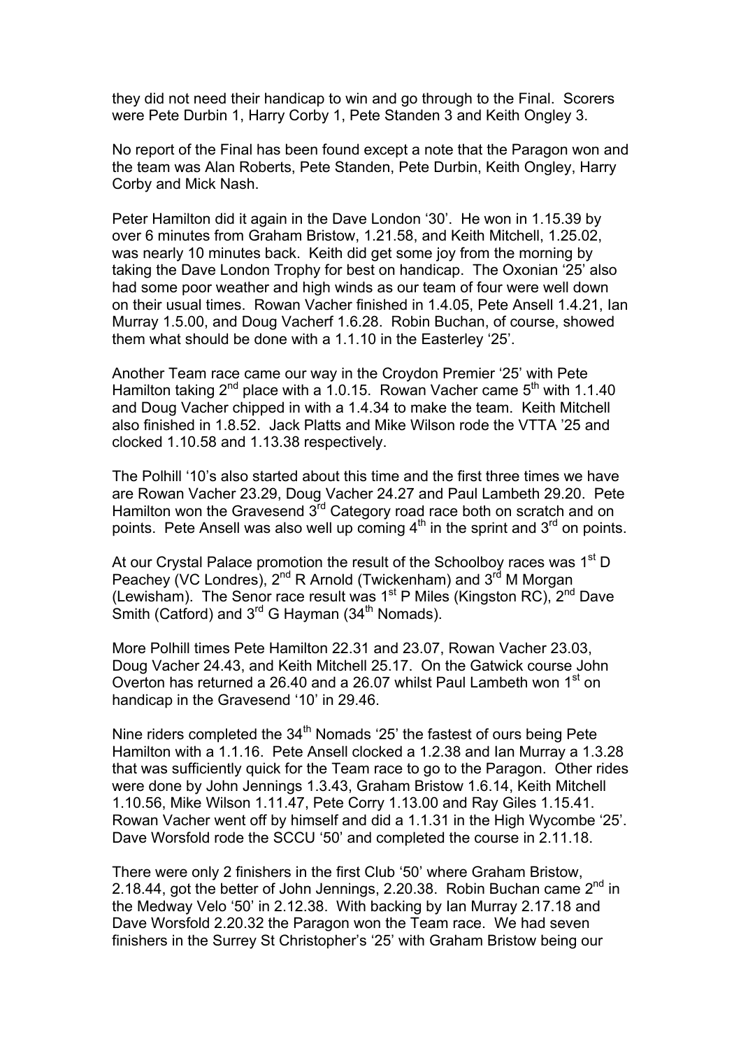they did not need their handicap to win and go through to the Final. Scorers were Pete Durbin 1, Harry Corby 1, Pete Standen 3 and Keith Ongley 3.

No report of the Final has been found except a note that the Paragon won and the team was Alan Roberts, Pete Standen, Pete Durbin, Keith Ongley, Harry Corby and Mick Nash.

Peter Hamilton did it again in the Dave London '30'. He won in 1.15.39 by over 6 minutes from Graham Bristow, 1.21.58, and Keith Mitchell, 1.25.02, was nearly 10 minutes back. Keith did get some joy from the morning by taking the Dave London Trophy for best on handicap. The Oxonian '25' also had some poor weather and high winds as our team of four were well down on their usual times. Rowan Vacher finished in 1.4.05, Pete Ansell 1.4.21, Ian Murray 1.5.00, and Doug Vacherf 1.6.28. Robin Buchan, of course, showed them what should be done with a 1.1.10 in the Easterley '25'.

Another Team race came our way in the Croydon Premier '25' with Pete Hamilton taking 2nd place with a 1.0.15. Rowan Vacher came 5th with 1.1.40 and Doug Vacher chipped in with a 1.4.34 to make the team. Keith Mitchell also finished in 1.8.52. Jack Platts and Mike Wilson rode the VTTA '25 and clocked 1.10.58 and 1.13.38 respectively.

The Polhill '10's also started about this time and the first three times we have are Rowan Vacher 23.29, Doug Vacher 24.27 and Paul Lambeth 29.20. Pete Hamilton won the Gravesend 3rd Category road race both on scratch and on points. Pete Ansell was also well up coming 4th in the sprint and 3rd on points.

At our Crystal Palace promotion the result of the Schoolboy races was 1st D Peachey (VC Londres), 2nd R Arnold (Twickenham) and 3rd M Morgan (Lewisham). The Senor race result was 1st P Miles (Kingston RC), 2nd Dave Smith (Catford) and 3rd G Hayman (34th Nomads).

More Polhill times Pete Hamilton 22.31 and 23.07, Rowan Vacher 23.03, Doug Vacher 24.43, and Keith Mitchell 25.17. On the Gatwick course John Overton has returned a 26.40 and a 26.07 whilst Paul Lambeth won 1st on handicap in the Gravesend '10' in 29.46.

Nine riders completed the 34th Nomads '25' the fastest of ours being Pete Hamilton with a 1.1.16. Pete Ansell clocked a 1.2.38 and Ian Murray a 1.3.28 that was sufficiently quick for the Team race to go to the Paragon. Other rides were done by John Jennings 1.3.43, Graham Bristow 1.6.14, Keith Mitchell 1.10.56, Mike Wilson 1.11.47, Pete Corry 1.13.00 and Ray Giles 1.15.41. Rowan Vacher went off by himself and did a 1.1.31 in the High Wycombe '25'. Dave Worsfold rode the SCCU '50' and completed the course in 2.11.18.

There were only 2 finishers in the first Club '50' where Graham Bristow, 2.18.44, got the better of John Jennings, 2.20.38. Robin Buchan came 2nd in the Medway Velo '50' in 2.12.38. With backing by Ian Murray 2.17.18 and Dave Worsfold 2.20.32 the Paragon won the Team race. We had seven finishers in the Surrey St Christopher's '25' with Graham Bristow being our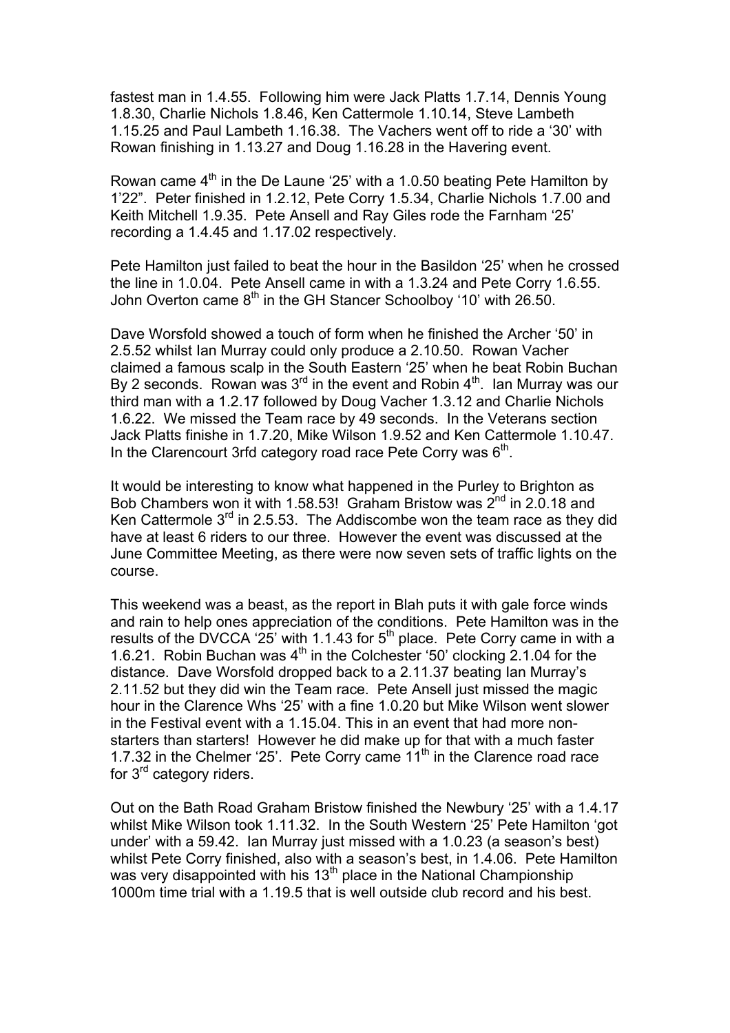fastest man in 1.4.55. Following him were Jack Platts 1.7.14, Dennis Young 1.8.30, Charlie Nichols 1.8.46, Ken Cattermole 1.10.14, Steve Lambeth 1.15.25 and Paul Lambeth 1.16.38. The Vachers went off to ride a '30' with Rowan finishing in 1.13.27 and Doug 1.16.28 in the Havering event.

Rowan came 4th in the De Laune '25' with a 1.0.50 beating Pete Hamilton by 1'22". Peter finished in 1.2.12, Pete Corry 1.5.34, Charlie Nichols 1.7.00 and Keith Mitchell 1.9.35. Pete Ansell and Ray Giles rode the Farnham '25' recording a 1.4.45 and 1.17.02 respectively.

Pete Hamilton just failed to beat the hour in the Basildon '25' when he crossed the line in 1.0.04. Pete Ansell came in with a 1.3.24 and Pete Corry 1.6.55. John Overton came 8th in the GH Stancer Schoolboy '10' with 26.50.

Dave Worsfold showed a touch of form when he finished the Archer '50' in 2.5.52 whilst Ian Murray could only produce a 2.10.50. Rowan Vacher claimed a famous scalp in the South Eastern '25' when he beat Robin Buchan By 2 seconds. Rowan was 3rd in the event and Robin 4th. Ian Murray was our third man with a 1.2.17 followed by Doug Vacher 1.3.12 and Charlie Nichols 1.6.22. We missed the Team race by 49 seconds. In the Veterans section Jack Platts finishe in 1.7.20, Mike Wilson 1.9.52 and Ken Cattermole 1.10.47. In the Clarencourt 3rfd category road race Pete Corry was 6th.

It would be interesting to know what happened in the Purley to Brighton as Bob Chambers won it with 1.58.53! Graham Bristow was 2nd in 2.0.18 and Ken Cattermole 3rd in 2.5.53. The Addiscombe won the team race as they did have at least 6 riders to our three. However the event was discussed at the June Committee Meeting, as there were now seven sets of traffic lights on the course.

This weekend was a beast, as the report in Blah puts it with gale force winds and rain to help ones appreciation of the conditions. Pete Hamilton was in the results of the DVCCA '25' with 1.1.43 for 5th place. Pete Corry came in with a 1.6.21. Robin Buchan was 4th in the Colchester '50' clocking 2.1.04 for the distance. Dave Worsfold dropped back to a 2.11.37 beating Ian Murray's 2.11.52 but they did win the Team race. Pete Ansell just missed the magic hour in the Clarence Whs '25' with a fine 1.0.20 but Mike Wilson went slower in the Festival event with a 1.15.04. This in an event that had more non-starters than starters! However he did make up for that with a much faster 1.7.32 in the Chelmer '25'. Pete Corry came 11th in the Clarence road race for 3rd category riders.

Out on the Bath Road Graham Bristow finished the Newbury '25' with a 1.4.17 whilst Mike Wilson took 1.11.32. In the South Western '25' Pete Hamilton 'got under' with a 59.42. Ian Murray just missed with a 1.0.23 (a season's best) whilst Pete Corry finished, also with a season's best, in 1.4.06. Pete Hamilton was very disappointed with his 13th place in the National Championship 1000m time trial with a 1.19.5 that is well outside club record and his best.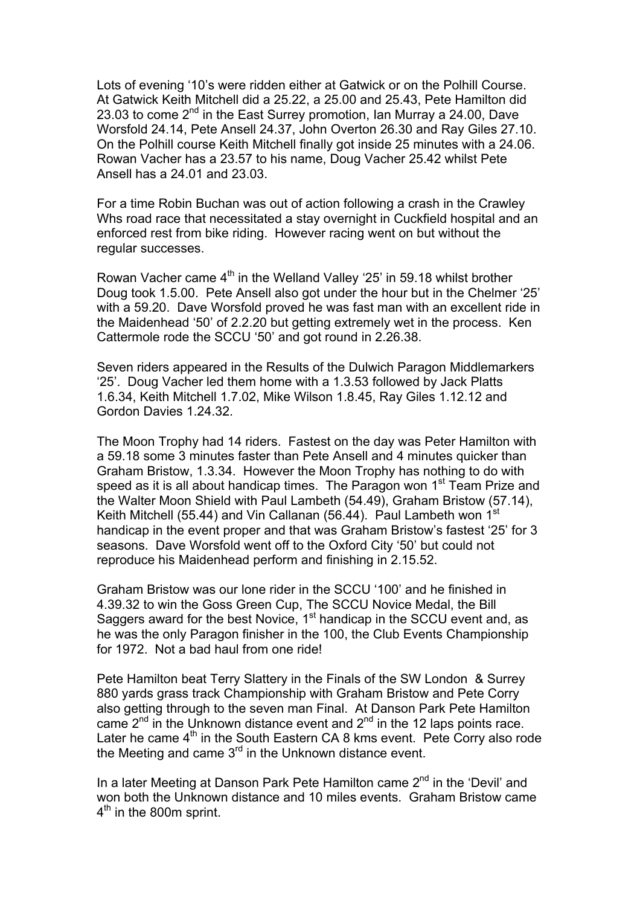Lots of evening '10's were ridden either at Gatwick or on the Polhill Course. At Gatwick Keith Mitchell did a 25.22, a 25.00 and 25.43, Pete Hamilton did 23.03 to come 2nd in the East Surrey promotion, Ian Murray a 24.00, Dave Worsfold 24.14, Pete Ansell 24.37, John Overton 26.30 and Ray Giles 27.10. On the Polhill course Keith Mitchell finally got inside 25 minutes with a 24.06. Rowan Vacher has a 23.57 to his name, Doug Vacher 25.42 whilst Pete Ansell has a 24.01 and 23.03.

For a time Robin Buchan was out of action following a crash in the Crawley Whs road race that necessitated a stay overnight in Cuckfield hospital and an enforced rest from bike riding. However racing went on but without the regular successes.

Rowan Vacher came 4th in the Welland Valley '25' in 59.18 whilst brother Doug took 1.5.00. Pete Ansell also got under the hour but in the Chelmer '25' with a 59.20. Dave Worsfold proved he was fast man with an excellent ride in the Maidenhead '50' of 2.2.20 but getting extremely wet in the process. Ken Cattermole rode the SCCU '50' and got round in 2.26.38.

Seven riders appeared in the Results of the Dulwich Paragon Middlemarkers '25'. Doug Vacher led them home with a 1.3.53 followed by Jack Platts 1.6.34, Keith Mitchell 1.7.02, Mike Wilson 1.8.45, Ray Giles 1.12.12 and Gordon Davies 1.24.32.

The Moon Trophy had 14 riders. Fastest on the day was Peter Hamilton with a 59.18 some 3 minutes faster than Pete Ansell and 4 minutes quicker than Graham Bristow, 1.3.34. However the Moon Trophy has nothing to do with speed as it is all about handicap times. The Paragon won 1st Team Prize and the Walter Moon Shield with Paul Lambeth (54.49), Graham Bristow (57.14), Keith Mitchell (55.44) and Vin Callanan (56.44). Paul Lambeth won 1st handicap in the event proper and that was Graham Bristow's fastest '25' for 3 seasons. Dave Worsfold went off to the Oxford City '50' but could not reproduce his Maidenhead perform and finishing in 2.15.52.

Graham Bristow was our lone rider in the SCCU '100' and he finished in 4.39.32 to win the Goss Green Cup, The SCCU Novice Medal, the Bill Saggers award for the best Novice, 1st handicap in the SCCU event and, as he was the only Paragon finisher in the 100, the Club Events Championship for 1972. Not a bad haul from one ride!

Pete Hamilton beat Terry Slattery in the Finals of the SW London & Surrey 880 yards grass track Championship with Graham Bristow and Pete Corry also getting through to the seven man Final. At Danson Park Pete Hamilton came 2nd in the Unknown distance event and 2nd in the 12 laps points race. Later he came 4th in the South Eastern CA 8 kms event. Pete Corry also rode the Meeting and came 3rd in the Unknown distance event.

In a later Meeting at Danson Park Pete Hamilton came 2nd in the 'Devil' and won both the Unknown distance and 10 miles events. Graham Bristow came 4th in the 800m sprint.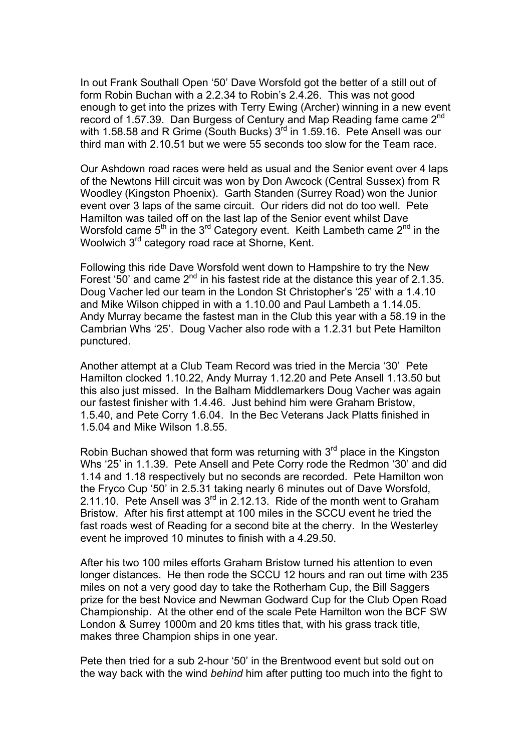In out Frank Southall Open '50' Dave Worsfold got the better of a still out of form Robin Buchan with a 2.2.34 to Robin's 2.4.26. This was not good enough to get into the prizes with Terry Ewing (Archer) winning in a new event record of 1.57.39. Dan Burgess of Century and Map Reading fame came 2nd with 1.58.58 and R Grime (South Bucks) 3rd in 1.59.16. Pete Ansell was our third man with 2.10.51 but we were 55 seconds too slow for the Team race.

Our Ashdown road races were held as usual and the Senior event over 4 laps of the Newtons Hill circuit was won by Don Awcock (Central Sussex) from R Woodley (Kingston Phoenix). Garth Standen (Surrey Road) won the Junior event over 3 laps of the same circuit. Our riders did not do too well. Pete Hamilton was tailed off on the last lap of the Senior event whilst Dave Worsfold came 5th in the 3rd Category event. Keith Lambeth came 2nd in the Woolwich 3rd category road race at Shorne, Kent.

Following this ride Dave Worsfold went down to Hampshire to try the New Forest '50' and came 2nd in his fastest ride at the distance this year of 2.1.35. Doug Vacher led our team in the London St Christopher's '25' with a 1.4.10 and Mike Wilson chipped in with a 1.10.00 and Paul Lambeth a 1.14.05. Andy Murray became the fastest man in the Club this year with a 58.19 in the Cambrian Whs '25'. Doug Vacher also rode with a 1.2.31 but Pete Hamilton punctured.

Another attempt at a Club Team Record was tried in the Mercia '30' Pete Hamilton clocked 1.10.22, Andy Murray 1.12.20 and Pete Ansell 1.13.50 but this also just missed. In the Balham Middlemarkers Doug Vacher was again our fastest finisher with 1.4.46. Just behind him were Graham Bristow, 1.5.40, and Pete Corry 1.6.04. In the Bec Veterans Jack Platts finished in 1.5.04 and Mike Wilson 1.8.55.

Robin Buchan showed that form was returning with 3rd place in the Kingston Whs '25' in 1.1.39. Pete Ansell and Pete Corry rode the Redmon '30' and did 1.14 and 1.18 respectively but no seconds are recorded. Pete Hamilton won the Fryco Cup '50' in 2.5.31 taking nearly 6 minutes out of Dave Worsfold, 2.11.10. Pete Ansell was 3rd in 2.12.13. Ride of the month went to Graham Bristow. After his first attempt at 100 miles in the SCCU event he tried the fast roads west of Reading for a second bite at the cherry. In the Westerley event he improved 10 minutes to finish with a 4.29.50.

After his two 100 miles efforts Graham Bristow turned his attention to even longer distances. He then rode the SCCU 12 hours and ran out time with 235 miles on not a very good day to take the Rotherham Cup, the Bill Saggers prize for the best Novice and Newman Godward Cup for the Club Open Road Championship. At the other end of the scale Pete Hamilton won the BCF SW London & Surrey 1000m and 20 kms titles that, with his grass track title, makes three Champion ships in one year.

Pete then tried for a sub 2-hour '50' in the Brentwood event but sold out on the way back with the wind *behind* him after putting too much into the fight to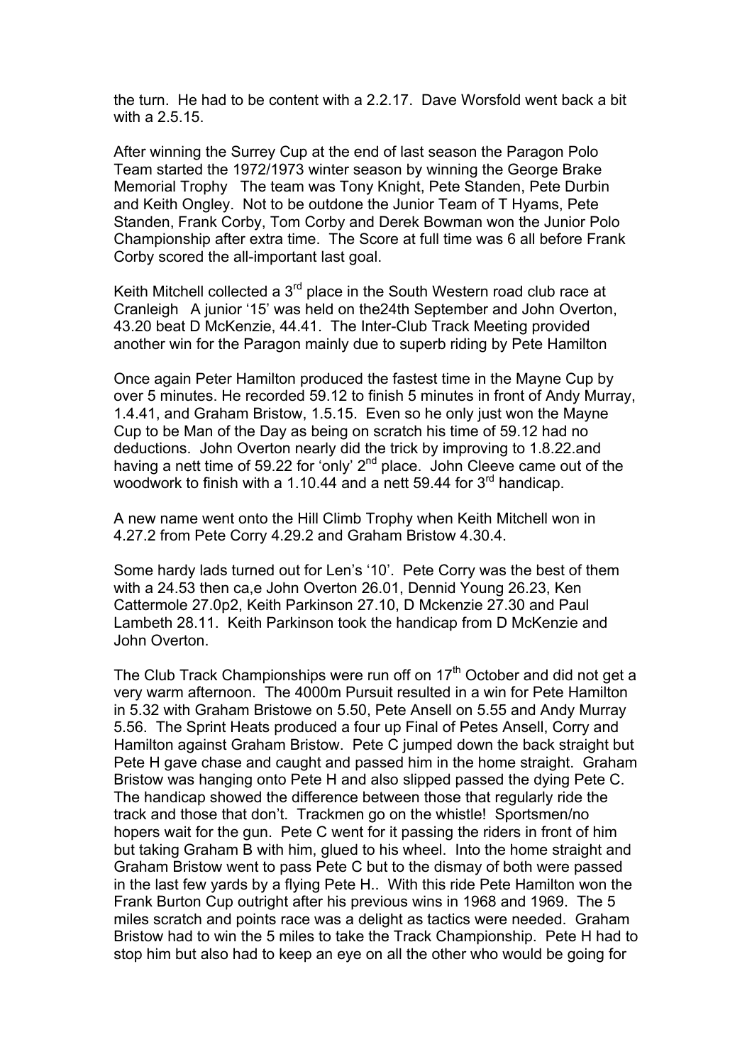the turn. He had to be content with a 2.2.17. Dave Worsfold went back a bit with a 2.5.15.

After winning the Surrey Cup at the end of last season the Paragon Polo Team started the 1972/1973 winter season by winning the George Brake Memorial Trophy The team was Tony Knight, Pete Standen, Pete Durbin and Keith Ongley. Not to be outdone the Junior Team of T Hyams, Pete Standen, Frank Corby, Tom Corby and Derek Bowman won the Junior Polo Championship after extra time. The Score at full time was 6 all before Frank Corby scored the all-important last goal.

Keith Mitchell collected a 3rd place in the South Western road club race at Cranleigh A junior '15' was held on the24th September and John Overton, 43.20 beat D McKenzie, 44.41. The Inter-Club Track Meeting provided another win for the Paragon mainly due to superb riding by Pete Hamilton

Once again Peter Hamilton produced the fastest time in the Mayne Cup by over 5 minutes. He recorded 59.12 to finish 5 minutes in front of Andy Murray, 1.4.41, and Graham Bristow, 1.5.15. Even so he only just won the Mayne Cup to be Man of the Day as being on scratch his time of 59.12 had no deductions. John Overton nearly did the trick by improving to 1.8.22.and having a nett time of 59.22 for 'only' 2nd place. John Cleeve came out of the woodwork to finish with a 1.10.44 and a nett 59.44 for 3rd handicap.

A new name went onto the Hill Climb Trophy when Keith Mitchell won in 4.27.2 from Pete Corry 4.29.2 and Graham Bristow 4.30.4.

Some hardy lads turned out for Len's '10'. Pete Corry was the best of them with a 24.53 then ca,e John Overton 26.01, Dennid Young 26.23, Ken Cattermole 27.0p2, Keith Parkinson 27.10, D Mckenzie 27.30 and Paul Lambeth 28.11. Keith Parkinson took the handicap from D McKenzie and John Overton.

The Club Track Championships were run off on 17th October and did not get a very warm afternoon. The 4000m Pursuit resulted in a win for Pete Hamilton in 5.32 with Graham Bristowe on 5.50, Pete Ansell on 5.55 and Andy Murray 5.56. The Sprint Heats produced a four up Final of Petes Ansell, Corry and Hamilton against Graham Bristow. Pete C jumped down the back straight but Pete H gave chase and caught and passed him in the home straight. Graham Bristow was hanging onto Pete H and also slipped passed the dying Pete C. The handicap showed the difference between those that regularly ride the track and those that don't. Trackmen go on the whistle! Sportsmen/no hopers wait for the gun. Pete C went for it passing the riders in front of him but taking Graham B with him, glued to his wheel. Into the home straight and Graham Bristow went to pass Pete C but to the dismay of both were passed in the last few yards by a flying Pete H.. With this ride Pete Hamilton won the Frank Burton Cup outright after his previous wins in 1968 and 1969. The 5 miles scratch and points race was a delight as tactics were needed. Graham Bristow had to win the 5 miles to take the Track Championship. Pete H had to stop him but also had to keep an eye on all the other who would be going for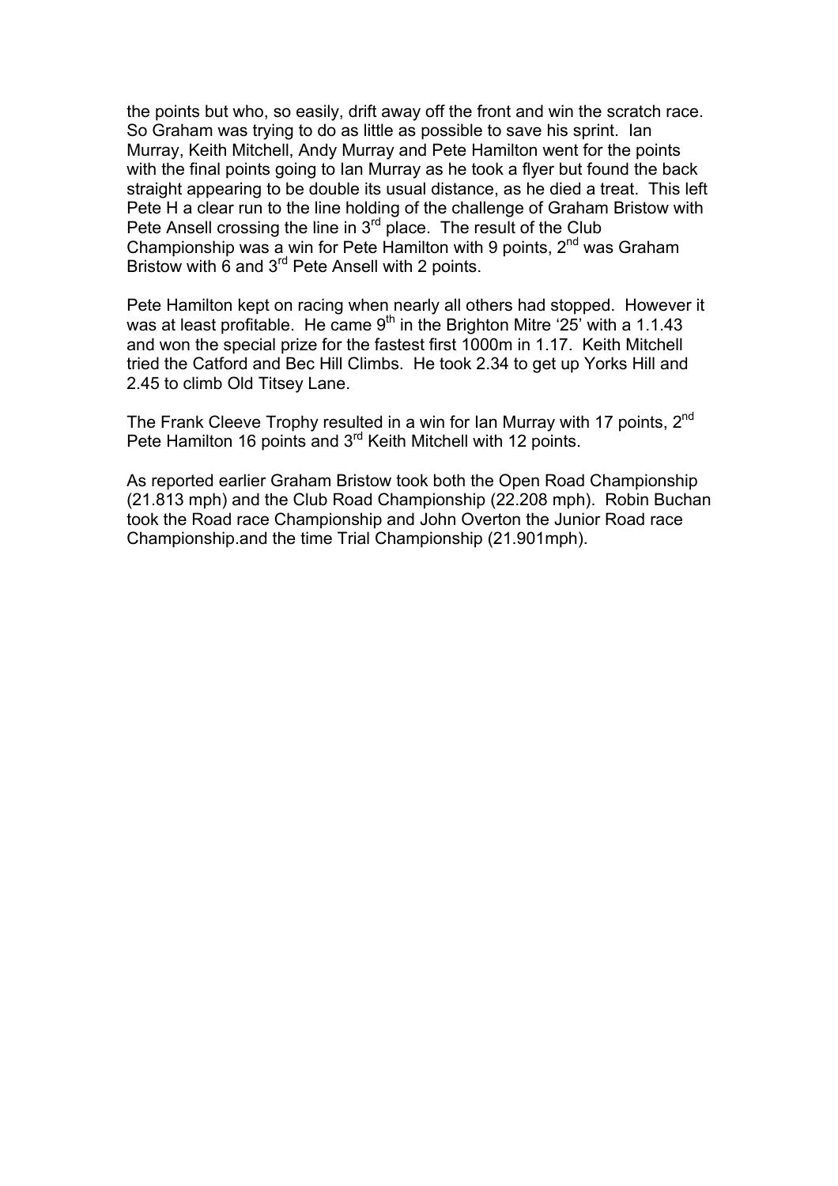the points but who, so easily, drift away off the front and win the scratch race. So Graham was trying to do as little as possible to save his sprint. Ian Murray, Keith Mitchell, Andy Murray and Pete Hamilton went for the points with the final points going to Ian Murray as he took a flyer but found the back straight appearing to be double its usual distance, as he died a treat. This left Pete H a clear run to the line holding of the challenge of Graham Bristow with Pete Ansell crossing the line in 3rd place. The result of the Club Championship was a win for Pete Hamilton with 9 points, 2nd was Graham Bristow with 6 and 3rd Pete Ansell with 2 points.

Pete Hamilton kept on racing when nearly all others had stopped. However it was at least profitable. He came 9th in the Brighton Mitre '25' with a 1.1.43 and won the special prize for the fastest first 1000m in 1.17. Keith Mitchell tried the Catford and Bec Hill Climbs. He took 2.34 to get up Yorks Hill and 2.45 to climb Old Titsey Lane.

The Frank Cleeve Trophy resulted in a win for Ian Murray with 17 points, 2nd Pete Hamilton 16 points and 3rd Keith Mitchell with 12 points.

As reported earlier Graham Bristow took both the Open Road Championship (21.813 mph) and the Club Road Championship (22.208 mph). Robin Buchan took the Road race Championship and John Overton the Junior Road race Championship.and the time Trial Championship (21.901mph).